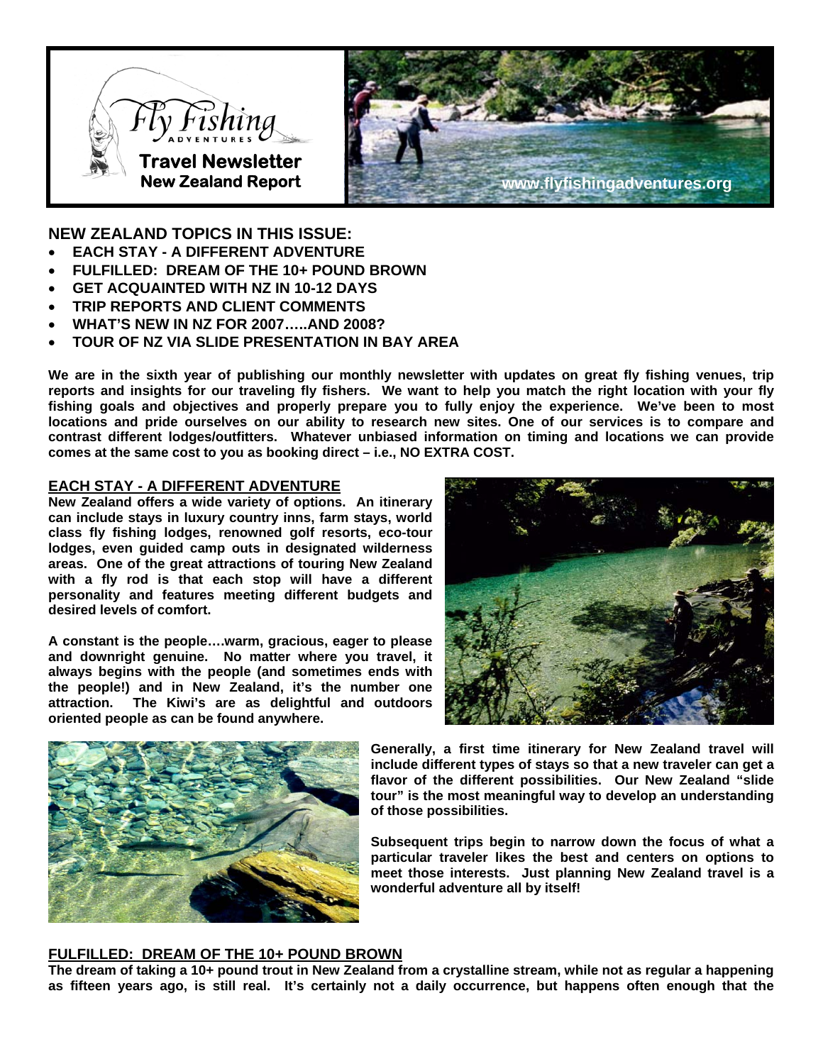Fly Fishing ADVENTURES

**Travel Newsletter**
**New Zealand Report**

www.flyfishingadventures.org

## NEW ZEALAND TOPICS IN THIS ISSUE:

- **EACH STAY - A DIFFERENT ADVENTURE**
- **FULFILLED: DREAM OF THE 10+ POUND BROWN**
- **GET ACQUAINTED WITH NZ IN 10-12 DAYS**
- **TRIP REPORTS AND CLIENT COMMENTS**
- **WHAT'S NEW IN NZ FOR 2007…..AND 2008?**
- **TOUR OF NZ VIA SLIDE PRESENTATION IN BAY AREA**

**We are in the sixth year of publishing our monthly newsletter with updates on great fly fishing venues, trip reports and insights for our traveling fly fishers. We want to help you match the right location with your fly fishing goals and objectives and properly prepare you to fully enjoy the experience. We've been to most locations and pride ourselves on our ability to research new sites. One of our services is to compare and contrast different lodges/outfitters. Whatever unbiased information on timing and locations we can provide comes at the same cost to you as booking direct – i.e., NO EXTRA COST.**

### EACH STAY - A DIFFERENT ADVENTURE

**New Zealand offers a wide variety of options. An itinerary can include stays in luxury country inns, farm stays, world class fly fishing lodges, renowned golf resorts, eco-tour lodges, even guided camp outs in designated wilderness areas. One of the great attractions of touring New Zealand with a fly rod is that each stop will have a different personality and features meeting different budgets and desired levels of comfort.**

**A constant is the people….warm, gracious, eager to please and downright genuine. No matter where you travel, it always begins with the people (and sometimes ends with the people!) and in New Zealand, it's the number one attraction. The Kiwi's are as delightful and outdoors oriented people as can be found anywhere.**

**Generally, a first time itinerary for New Zealand travel will include different types of stays so that a new traveler can get a flavor of the different possibilities. Our New Zealand "slide tour" is the most meaningful way to develop an understanding of those possibilities.**

**Subsequent trips begin to narrow down the focus of what a particular traveler likes the best and centers on options to meet those interests. Just planning New Zealand travel is a wonderful adventure all by itself!**

### FULFILLED: DREAM OF THE 10+ POUND BROWN

**The dream of taking a 10+ pound trout in New Zealand from a crystalline stream, while not as regular a happening as fifteen years ago, is still real. It's certainly not a daily occurrence, but happens often enough that the**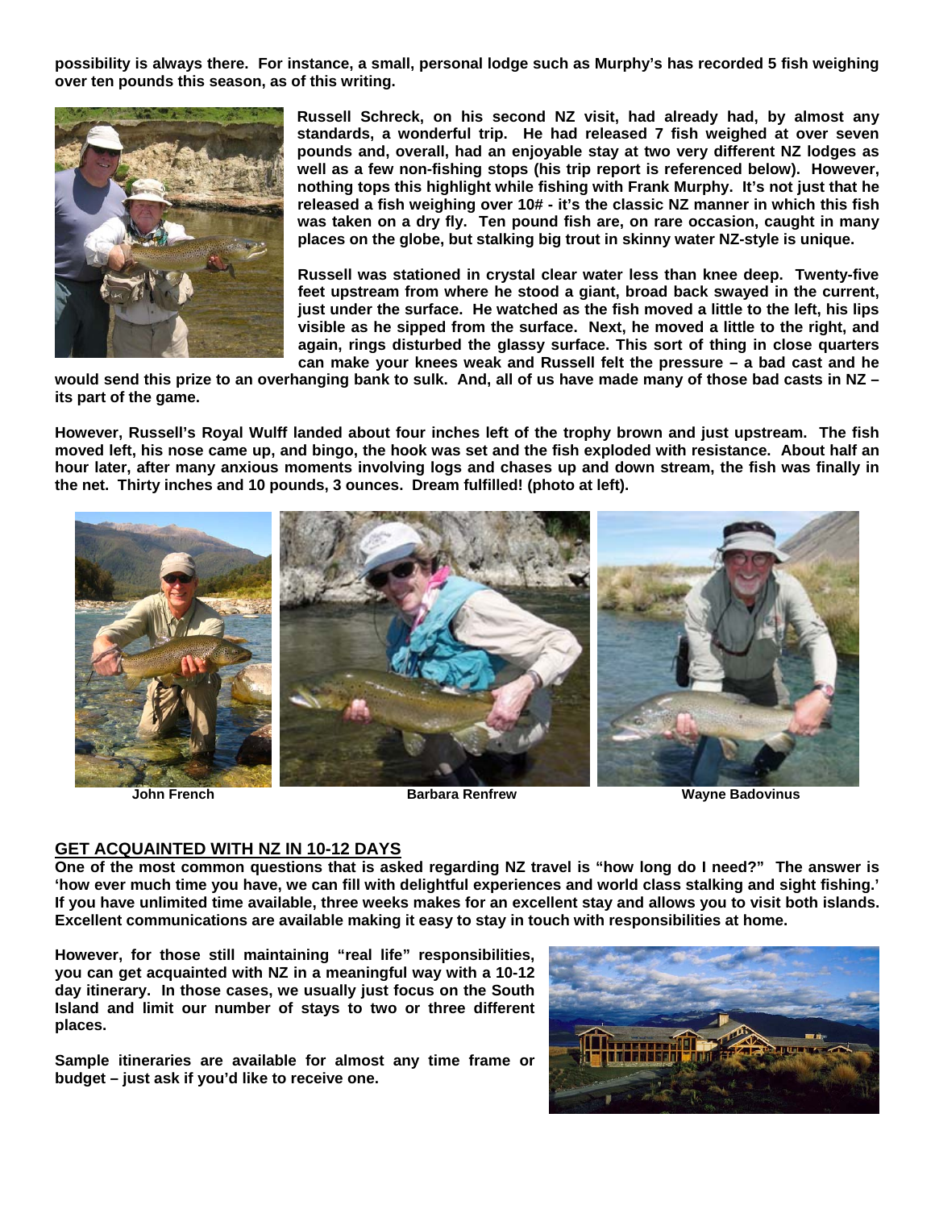**possibility is always there. For instance, a small, personal lodge such as Murphy's has recorded 5 fish weighing over ten pounds this season, as of this writing.**

**Russell Schreck, on his second NZ visit, had already had, by almost any standards, a wonderful trip. He had released 7 fish weighed at over seven pounds and, overall, had an enjoyable stay at two very different NZ lodges as well as a few non-fishing stops (his trip report is referenced below). However, nothing tops this highlight while fishing with Frank Murphy. It's not just that he released a fish weighing over 10# - it's the classic NZ manner in which this fish was taken on a dry fly. Ten pound fish are, on rare occasion, caught in many places on the globe, but stalking big trout in skinny water NZ-style is unique.**

**Russell was stationed in crystal clear water less than knee deep. Twenty-five feet upstream from where he stood a giant, broad back swayed in the current, just under the surface. He watched as the fish moved a little to the left, his lips visible as he sipped from the surface. Next, he moved a little to the right, and again, rings disturbed the glassy surface. This sort of thing in close quarters can make your knees weak and Russell felt the pressure – a bad cast and he would send this prize to an overhanging bank to sulk. And, all of us have made many of those bad casts in NZ – its part of the game.**

**However, Russell's Royal Wulff landed about four inches left of the trophy brown and just upstream. The fish moved left, his nose came up, and bingo, the hook was set and the fish exploded with resistance. About half an hour later, after many anxious moments involving logs and chases up and down stream, the fish was finally in the net. Thirty inches and 10 pounds, 3 ounces. Dream fulfilled! (photo at left).**

**John French** | **Barbara Renfrew** | **Wayne Badovinus**

## GET ACQUAINTED WITH NZ IN 10-12 DAYS

**One of the most common questions that is asked regarding NZ travel is "how long do I need?" The answer is 'how ever much time you have, we can fill with delightful experiences and world class stalking and sight fishing.' If you have unlimited time available, three weeks makes for an excellent stay and allows you to visit both islands. Excellent communications are available making it easy to stay in touch with responsibilities at home.**

**However, for those still maintaining "real life" responsibilities, you can get acquainted with NZ in a meaningful way with a 10-12 day itinerary. In those cases, we usually just focus on the South Island and limit our number of stays to two or three different places.**

**Sample itineraries are available for almost any time frame or budget – just ask if you'd like to receive one.**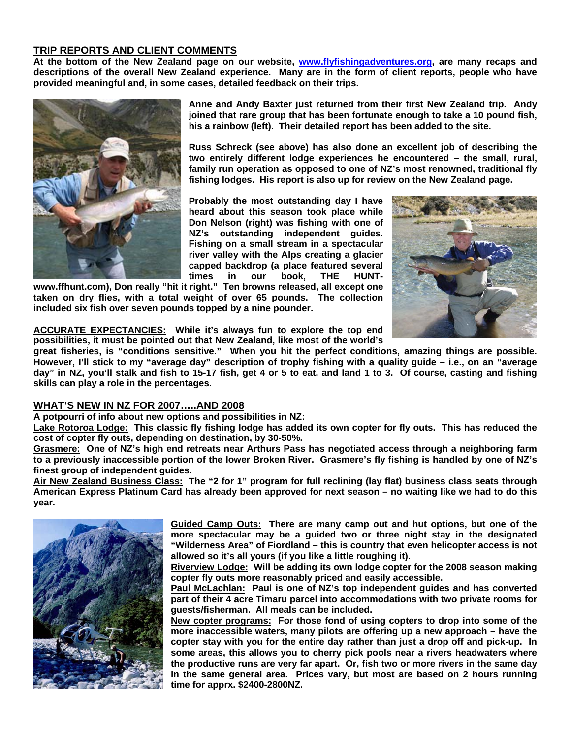## TRIP REPORTS AND CLIENT COMMENTS

**At the bottom of the New Zealand page on our website, [www.flyfishingadventures.org](http://www.flyfishingadventures.org), are many recaps and descriptions of the overall New Zealand experience. Many are in the form of client reports, people who have provided meaningful and, in some cases, detailed feedback on their trips.**

**Anne and Andy Baxter just returned from their first New Zealand trip. Andy joined that rare group that has been fortunate enough to take a 10 pound fish, his a rainbow (left). Their detailed report has been added to the site.**

**Russ Schreck (see above) has also done an excellent job of describing the two entirely different lodge experiences he encountered – the small, rural, family run operation as opposed to one of NZ's most renowned, traditional fly fishing lodges. His report is also up for review on the New Zealand page.**

**Probably the most outstanding day I have heard about this season took place while Don Nelson (right) was fishing with one of NZ's outstanding independent guides. Fishing on a small stream in a spectacular river valley with the Alps creating a glacier capped backdrop (a place featured several times in our book, THE HUNT-www.ffhunt.com), Don really "hit it right." Ten browns released, all except one taken on dry flies, with a total weight of over 65 pounds. The collection included six fish over seven pounds topped by a nine pounder.**

**<u>ACCURATE EXPECTANCIES:</u> While it's always fun to explore the top end possibilities, it must be pointed out that New Zealand, like most of the world's great fisheries, is "conditions sensitive." When you hit the perfect conditions, amazing things are possible. However, I'll stick to my "average day" description of trophy fishing with a quality guide – i.e., on an "average day" in NZ, you'll stalk and fish to 15-17 fish, get 4 or 5 to eat, and land 1 to 3. Of course, casting and fishing skills can play a role in the percentages.**

## WHAT'S NEW IN NZ FOR 2007…..AND 2008

**A potpourri of info about new options and possibilities in NZ:**

**<u>Lake Rotoroa Lodge:</u> This classic fly fishing lodge has added its own copter for fly outs. This has reduced the cost of copter fly outs, depending on destination, by 30-50%.**

**<u>Grasmere:</u> One of NZ's high end retreats near Arthurs Pass has negotiated access through a neighboring farm to a previously inaccessible portion of the lower Broken River. Grasmere's fly fishing is handled by one of NZ's finest group of independent guides.**

**<u>Air New Zealand Business Class:</u> The "2 for 1" program for full reclining (lay flat) business class seats through American Express Platinum Card has already been approved for next season – no waiting like we had to do this year.**

**<u>Guided Camp Outs:</u> There are many camp out and hut options, but one of the more spectacular may be a guided two or three night stay in the designated "Wilderness Area" of Fiordland – this is country that even helicopter access is not allowed so it's all yours (if you like a little roughing it).**

**<u>Riverview Lodge:</u> Will be adding its own lodge copter for the 2008 season making copter fly outs more reasonably priced and easily accessible.**

**<u>Paul McLachlan:</u> Paul is one of NZ's top independent guides and has converted part of their 4 acre Timaru parcel into accommodations with two private rooms for guests/fisherman. All meals can be included.**

**<u>New copter programs:</u> For those fond of using copters to drop into some of the more inaccessible waters, many pilots are offering up a new approach – have the copter stay with you for the entire day rather than just a drop off and pick-up. In some areas, this allows you to cherry pick pools near a rivers headwaters where the productive runs are very far apart. Or, fish two or more rivers in the same day in the same general area. Prices vary, but most are based on 2 hours running time for apprx. $2400-2800NZ.**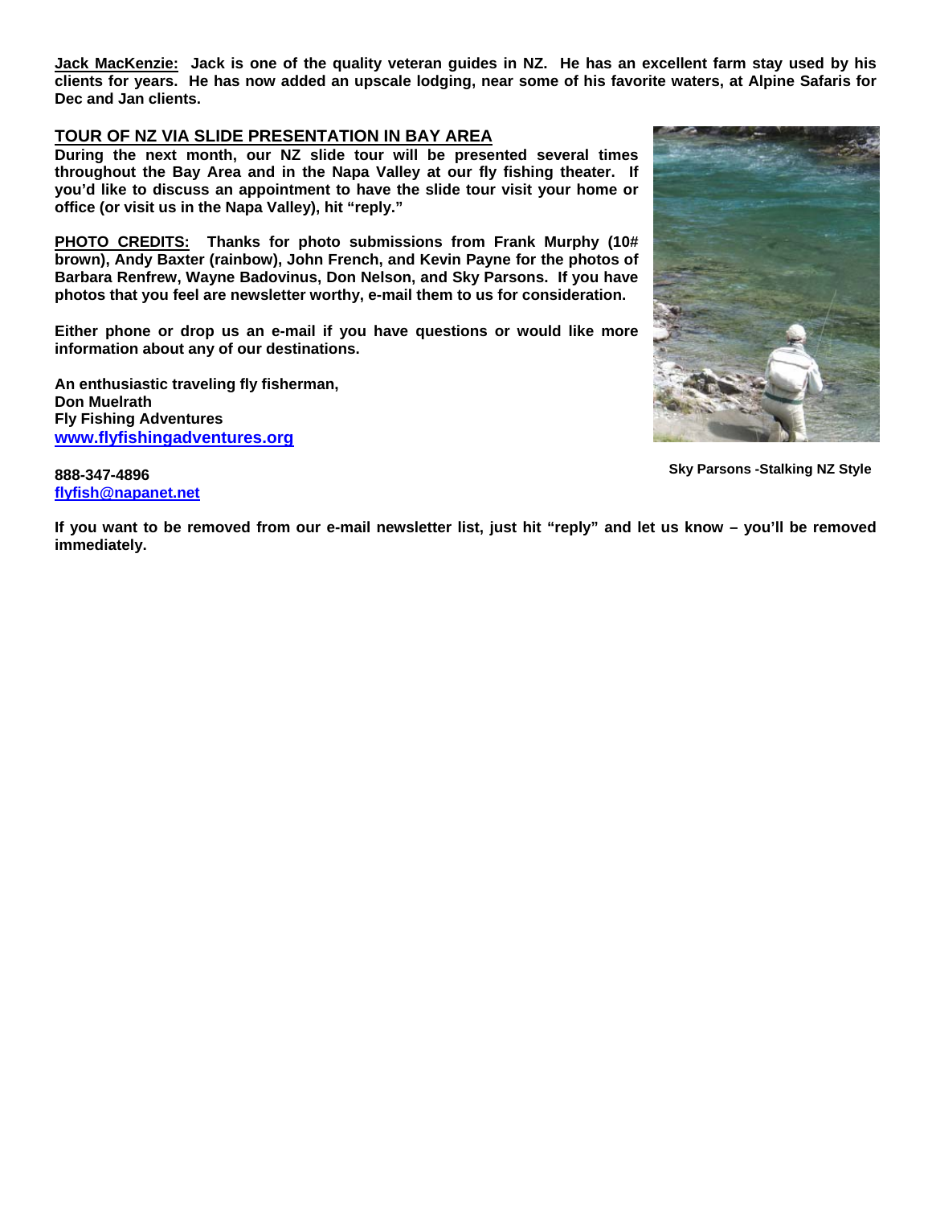**Jack MacKenzie:** Jack is one of the quality veteran guides in NZ. He has an excellent farm stay used by his clients for years. He has now added an upscale lodging, near some of his favorite waters, at Alpine Safaris for Dec and Jan clients.

## TOUR OF NZ VIA SLIDE PRESENTATION IN BAY AREA

During the next month, our NZ slide tour will be presented several times throughout the Bay Area and in the Napa Valley at our fly fishing theater. If you'd like to discuss an appointment to have the slide tour visit your home or office (or visit us in the Napa Valley), hit "reply."

**PHOTO CREDITS:** Thanks for photo submissions from Frank Murphy (10# brown), Andy Baxter (rainbow), John French, and Kevin Payne for the photos of Barbara Renfrew, Wayne Badovinus, Don Nelson, and Sky Parsons. If you have photos that you feel are newsletter worthy, e-mail them to us for consideration.

Either phone or drop us an e-mail if you have questions or would like more information about any of our destinations.

An enthusiastic traveling fly fisherman,
Don Muelrath
Fly Fishing Adventures
www.flyfishingadventures.org

888-347-4896
flyfish@napanet.net

Sky Parsons -Stalking NZ Style

If you want to be removed from our e-mail newsletter list, just hit "reply" and let us know – you'll be removed immediately.